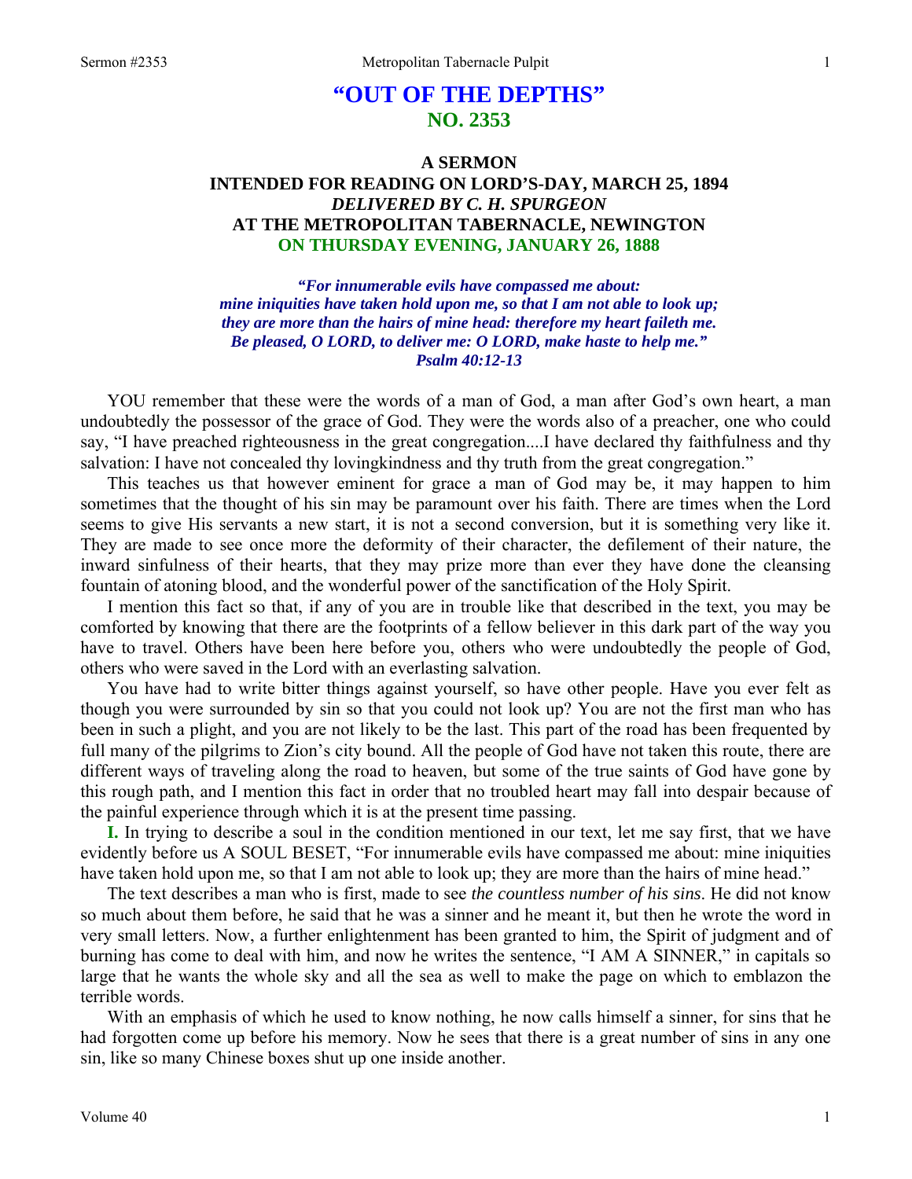# "OUT OF THE DEPTHS"
## NO. 2353

### A SERMON
### INTENDED FOR READING ON LORD'S-DAY, MARCH 25, 1894
### *DELIVERED BY C. H. SPURGEON*
### AT THE METROPOLITAN TABERNACLE, NEWINGTON
### ON THURSDAY EVENING, JANUARY 26, 1888

***"For innumerable evils have compassed me about:***
***mine iniquities have taken hold upon me, so that I am not able to look up;***
***they are more than the hairs of mine head: therefore my heart faileth me.***
***Be pleased, O LORD, to deliver me: O LORD, make haste to help me."***
***Psalm 40:12-13***

YOU remember that these were the words of a man of God, a man after God's own heart, a man undoubtedly the possessor of the grace of God. They were the words also of a preacher, one who could say, "I have preached righteousness in the great congregation....I have declared thy faithfulness and thy salvation: I have not concealed thy lovingkindness and thy truth from the great congregation."

This teaches us that however eminent for grace a man of God may be, it may happen to him sometimes that the thought of his sin may be paramount over his faith. There are times when the Lord seems to give His servants a new start, it is not a second conversion, but it is something very like it. They are made to see once more the deformity of their character, the defilement of their nature, the inward sinfulness of their hearts, that they may prize more than ever they have done the cleansing fountain of atoning blood, and the wonderful power of the sanctification of the Holy Spirit.

I mention this fact so that, if any of you are in trouble like that described in the text, you may be comforted by knowing that there are the footprints of a fellow believer in this dark part of the way you have to travel. Others have been here before you, others who were undoubtedly the people of God, others who were saved in the Lord with an everlasting salvation.

You have had to write bitter things against yourself, so have other people. Have you ever felt as though you were surrounded by sin so that you could not look up? You are not the first man who has been in such a plight, and you are not likely to be the last. This part of the road has been frequented by full many of the pilgrims to Zion's city bound. All the people of God have not taken this route, there are different ways of traveling along the road to heaven, but some of the true saints of God have gone by this rough path, and I mention this fact in order that no troubled heart may fall into despair because of the painful experience through which it is at the present time passing.

**I.** In trying to describe a soul in the condition mentioned in our text, let me say first, that we have evidently before us A SOUL BESET, "For innumerable evils have compassed me about: mine iniquities have taken hold upon me, so that I am not able to look up; they are more than the hairs of mine head."

The text describes a man who is first, made to see *the countless number of his sins*. He did not know so much about them before, he said that he was a sinner and he meant it, but then he wrote the word in very small letters. Now, a further enlightenment has been granted to him, the Spirit of judgment and of burning has come to deal with him, and now he writes the sentence, "I AM A SINNER," in capitals so large that he wants the whole sky and all the sea as well to make the page on which to emblazon the terrible words.

With an emphasis of which he used to know nothing, he now calls himself a sinner, for sins that he had forgotten come up before his memory. Now he sees that there is a great number of sins in any one sin, like so many Chinese boxes shut up one inside another.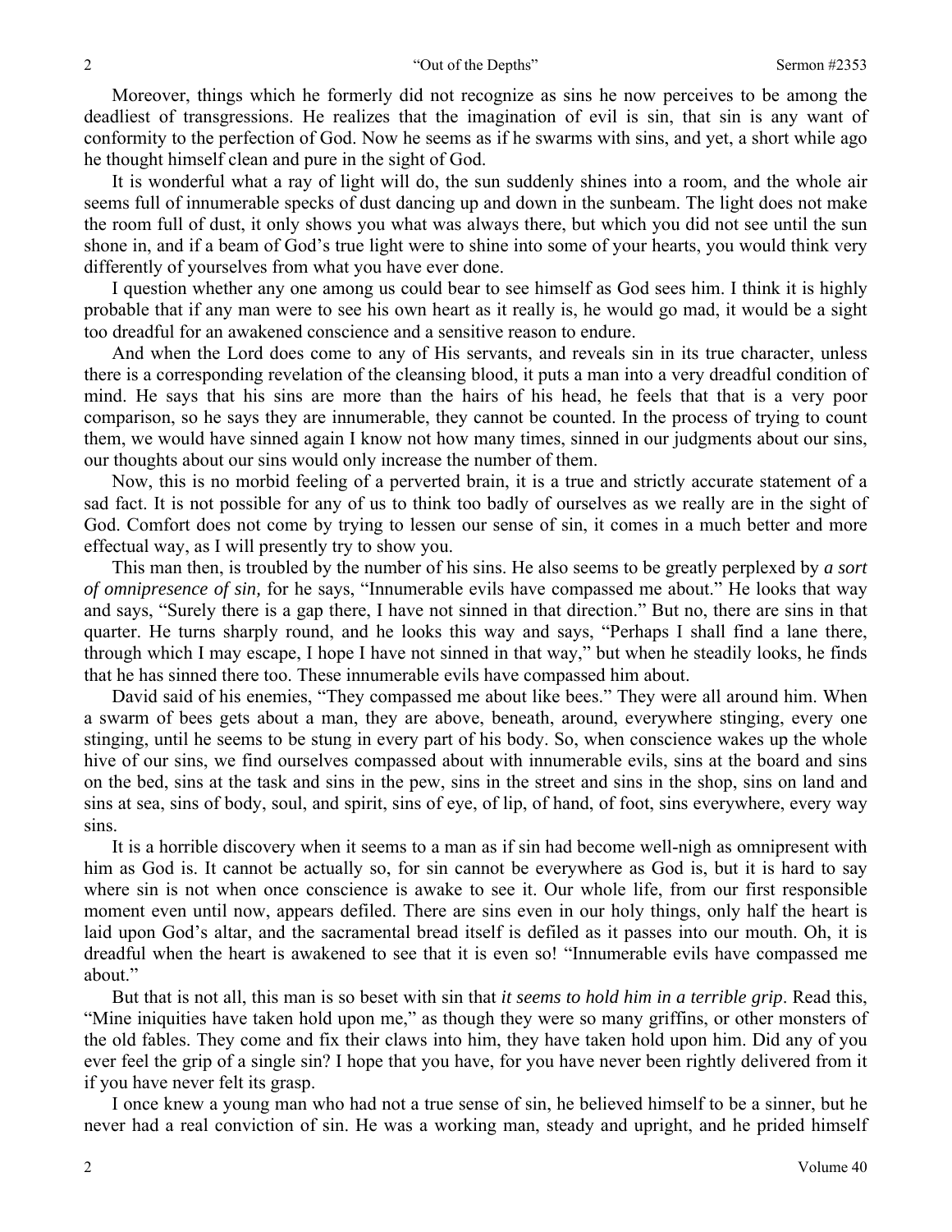Moreover, things which he formerly did not recognize as sins he now perceives to be among the deadliest of transgressions. He realizes that the imagination of evil is sin, that sin is any want of conformity to the perfection of God. Now he seems as if he swarms with sins, and yet, a short while ago he thought himself clean and pure in the sight of God.

It is wonderful what a ray of light will do, the sun suddenly shines into a room, and the whole air seems full of innumerable specks of dust dancing up and down in the sunbeam. The light does not make the room full of dust, it only shows you what was always there, but which you did not see until the sun shone in, and if a beam of God's true light were to shine into some of your hearts, you would think very differently of yourselves from what you have ever done.

I question whether any one among us could bear to see himself as God sees him. I think it is highly probable that if any man were to see his own heart as it really is, he would go mad, it would be a sight too dreadful for an awakened conscience and a sensitive reason to endure.

And when the Lord does come to any of His servants, and reveals sin in its true character, unless there is a corresponding revelation of the cleansing blood, it puts a man into a very dreadful condition of mind. He says that his sins are more than the hairs of his head, he feels that that is a very poor comparison, so he says they are innumerable, they cannot be counted. In the process of trying to count them, we would have sinned again I know not how many times, sinned in our judgments about our sins, our thoughts about our sins would only increase the number of them.

Now, this is no morbid feeling of a perverted brain, it is a true and strictly accurate statement of a sad fact. It is not possible for any of us to think too badly of ourselves as we really are in the sight of God. Comfort does not come by trying to lessen our sense of sin, it comes in a much better and more effectual way, as I will presently try to show you.

This man then, is troubled by the number of his sins. He also seems to be greatly perplexed by *a sort of omnipresence of sin,* for he says, "Innumerable evils have compassed me about." He looks that way and says, "Surely there is a gap there, I have not sinned in that direction." But no, there are sins in that quarter. He turns sharply round, and he looks this way and says, "Perhaps I shall find a lane there, through which I may escape, I hope I have not sinned in that way," but when he steadily looks, he finds that he has sinned there too. These innumerable evils have compassed him about.

David said of his enemies, "They compassed me about like bees." They were all around him. When a swarm of bees gets about a man, they are above, beneath, around, everywhere stinging, every one stinging, until he seems to be stung in every part of his body. So, when conscience wakes up the whole hive of our sins, we find ourselves compassed about with innumerable evils, sins at the board and sins on the bed, sins at the task and sins in the pew, sins in the street and sins in the shop, sins on land and sins at sea, sins of body, soul, and spirit, sins of eye, of lip, of hand, of foot, sins everywhere, every way sins.

It is a horrible discovery when it seems to a man as if sin had become well-nigh as omnipresent with him as God is. It cannot be actually so, for sin cannot be everywhere as God is, but it is hard to say where sin is not when once conscience is awake to see it. Our whole life, from our first responsible moment even until now, appears defiled. There are sins even in our holy things, only half the heart is laid upon God's altar, and the sacramental bread itself is defiled as it passes into our mouth. Oh, it is dreadful when the heart is awakened to see that it is even so! "Innumerable evils have compassed me about."

But that is not all, this man is so beset with sin that *it seems to hold him in a terrible grip*. Read this, "Mine iniquities have taken hold upon me," as though they were so many griffins, or other monsters of the old fables. They come and fix their claws into him, they have taken hold upon him. Did any of you ever feel the grip of a single sin? I hope that you have, for you have never been rightly delivered from it if you have never felt its grasp.

I once knew a young man who had not a true sense of sin, he believed himself to be a sinner, but he never had a real conviction of sin. He was a working man, steady and upright, and he prided himself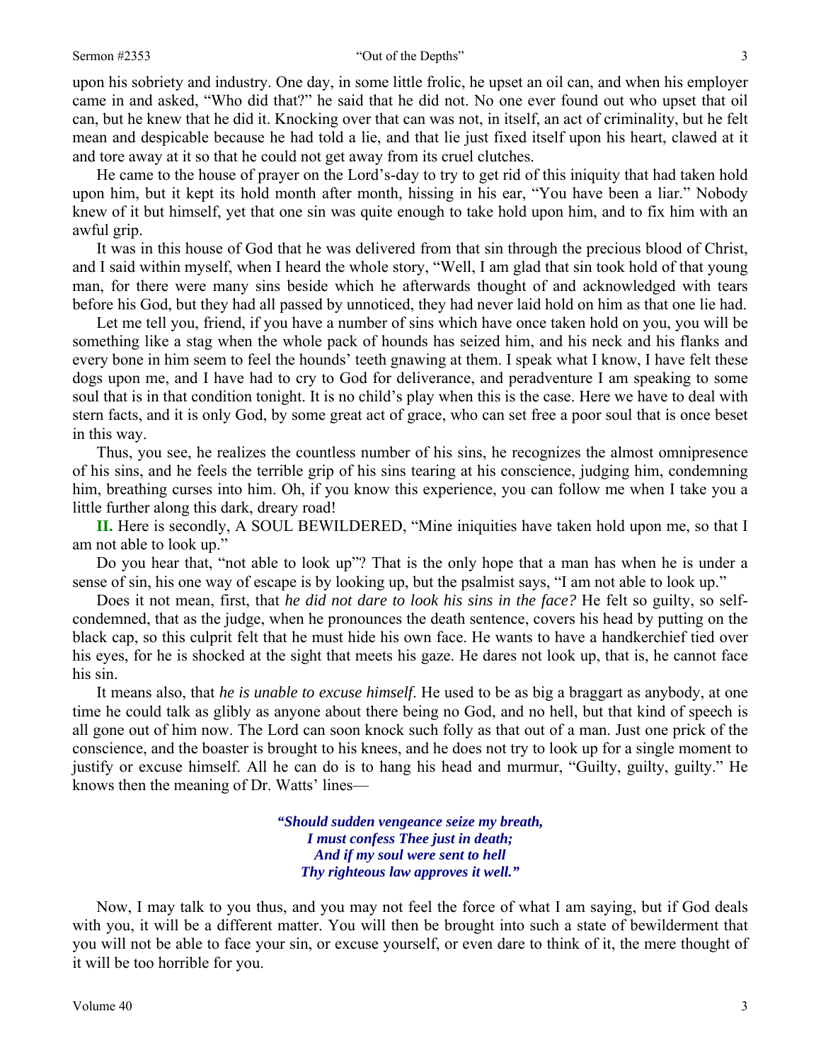upon his sobriety and industry. One day, in some little frolic, he upset an oil can, and when his employer came in and asked, "Who did that?" he said that he did not. No one ever found out who upset that oil can, but he knew that he did it. Knocking over that can was not, in itself, an act of criminality, but he felt mean and despicable because he had told a lie, and that lie just fixed itself upon his heart, clawed at it and tore away at it so that he could not get away from its cruel clutches.

He came to the house of prayer on the Lord's-day to try to get rid of this iniquity that had taken hold upon him, but it kept its hold month after month, hissing in his ear, "You have been a liar." Nobody knew of it but himself, yet that one sin was quite enough to take hold upon him, and to fix him with an awful grip.

It was in this house of God that he was delivered from that sin through the precious blood of Christ, and I said within myself, when I heard the whole story, "Well, I am glad that sin took hold of that young man, for there were many sins beside which he afterwards thought of and acknowledged with tears before his God, but they had all passed by unnoticed, they had never laid hold on him as that one lie had.

Let me tell you, friend, if you have a number of sins which have once taken hold on you, you will be something like a stag when the whole pack of hounds has seized him, and his neck and his flanks and every bone in him seem to feel the hounds' teeth gnawing at them. I speak what I know, I have felt these dogs upon me, and I have had to cry to God for deliverance, and peradventure I am speaking to some soul that is in that condition tonight. It is no child's play when this is the case. Here we have to deal with stern facts, and it is only God, by some great act of grace, who can set free a poor soul that is once beset in this way.

Thus, you see, he realizes the countless number of his sins, he recognizes the almost omnipresence of his sins, and he feels the terrible grip of his sins tearing at his conscience, judging him, condemning him, breathing curses into him. Oh, if you know this experience, you can follow me when I take you a little further along this dark, dreary road!

**II.** Here is secondly, A SOUL BEWILDERED, "Mine iniquities have taken hold upon me, so that I am not able to look up."

Do you hear that, "not able to look up"? That is the only hope that a man has when he is under a sense of sin, his one way of escape is by looking up, but the psalmist says, "I am not able to look up."

Does it not mean, first, that *he did not dare to look his sins in the face?* He felt so guilty, so self-condemned, that as the judge, when he pronounces the death sentence, covers his head by putting on the black cap, so this culprit felt that he must hide his own face. He wants to have a handkerchief tied over his eyes, for he is shocked at the sight that meets his gaze. He dares not look up, that is, he cannot face his sin.

It means also, that *he is unable to excuse himself*. He used to be as big a braggart as anybody, at one time he could talk as glibly as anyone about there being no God, and no hell, but that kind of speech is all gone out of him now. The Lord can soon knock such folly as that out of a man. Just one prick of the conscience, and the boaster is brought to his knees, and he does not try to look up for a single moment to justify or excuse himself. All he can do is to hang his head and murmur, "Guilty, guilty, guilty." He knows then the meaning of Dr. Watts' lines—

> ***"Should sudden vengeance seize my breath,***
> ***I must confess Thee just in death;***
> ***And if my soul were sent to hell***
> ***Thy righteous law approves it well."***

Now, I may talk to you thus, and you may not feel the force of what I am saying, but if God deals with you, it will be a different matter. You will then be brought into such a state of bewilderment that you will not be able to face your sin, or excuse yourself, or even dare to think of it, the mere thought of it will be too horrible for you.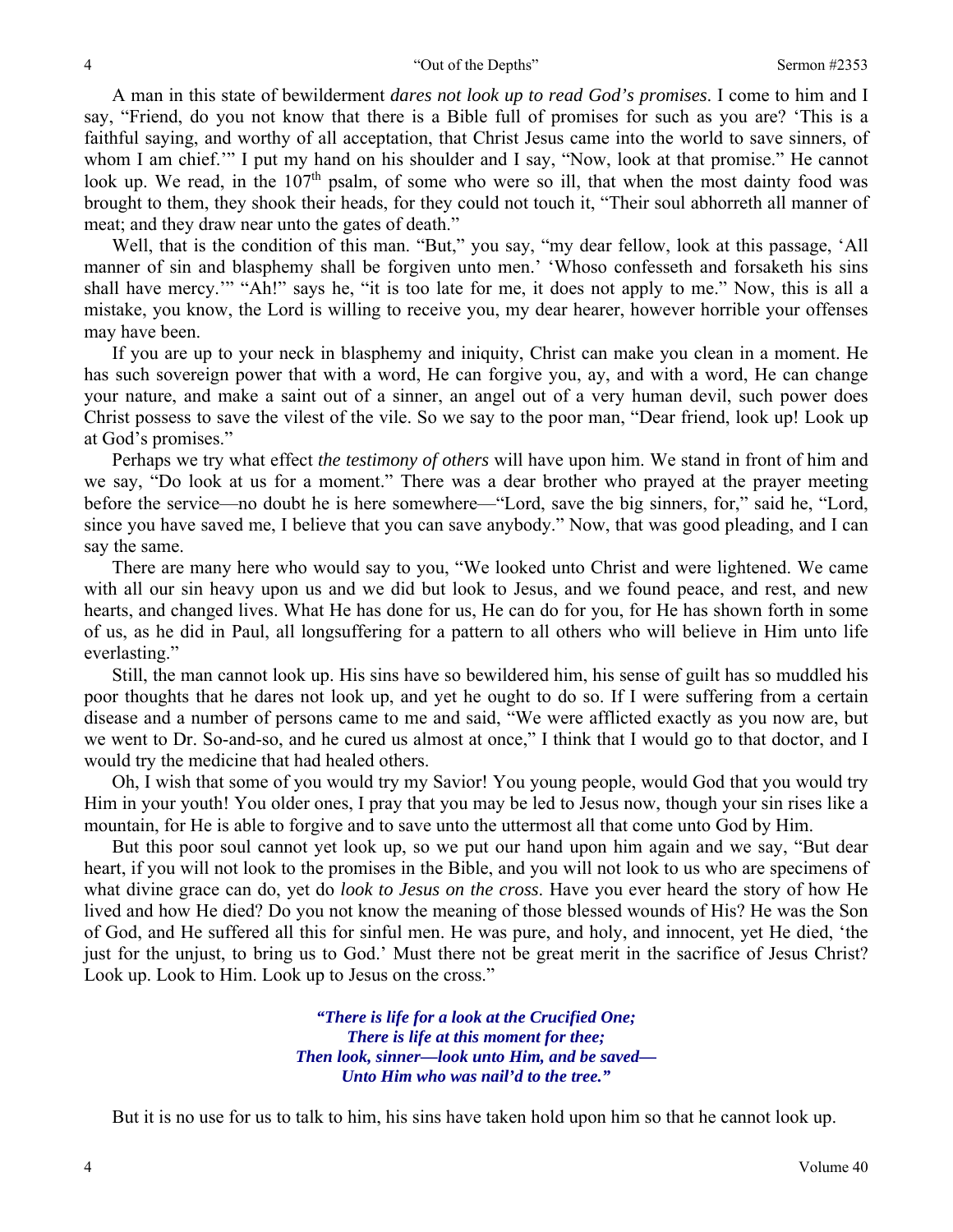A man in this state of bewilderment *dares not look up to read God's promises*. I come to him and I say, "Friend, do you not know that there is a Bible full of promises for such as you are? 'This is a faithful saying, and worthy of all acceptation, that Christ Jesus came into the world to save sinners, of whom I am chief.'" I put my hand on his shoulder and I say, "Now, look at that promise." He cannot look up. We read, in the 107th psalm, of some who were so ill, that when the most dainty food was brought to them, they shook their heads, for they could not touch it, "Their soul abhorreth all manner of meat; and they draw near unto the gates of death."

Well, that is the condition of this man. "But," you say, "my dear fellow, look at this passage, 'All manner of sin and blasphemy shall be forgiven unto men.' 'Whoso confesseth and forsaketh his sins shall have mercy.'" "Ah!" says he, "it is too late for me, it does not apply to me." Now, this is all a mistake, you know, the Lord is willing to receive you, my dear hearer, however horrible your offenses may have been.

If you are up to your neck in blasphemy and iniquity, Christ can make you clean in a moment. He has such sovereign power that with a word, He can forgive you, ay, and with a word, He can change your nature, and make a saint out of a sinner, an angel out of a very human devil, such power does Christ possess to save the vilest of the vile. So we say to the poor man, "Dear friend, look up! Look up at God's promises."

Perhaps we try what effect *the testimony of others* will have upon him. We stand in front of him and we say, "Do look at us for a moment." There was a dear brother who prayed at the prayer meeting before the service—no doubt he is here somewhere—"Lord, save the big sinners, for," said he, "Lord, since you have saved me, I believe that you can save anybody." Now, that was good pleading, and I can say the same.

There are many here who would say to you, "We looked unto Christ and were lightened. We came with all our sin heavy upon us and we did but look to Jesus, and we found peace, and rest, and new hearts, and changed lives. What He has done for us, He can do for you, for He has shown forth in some of us, as he did in Paul, all longsuffering for a pattern to all others who will believe in Him unto life everlasting."

Still, the man cannot look up. His sins have so bewildered him, his sense of guilt has so muddled his poor thoughts that he dares not look up, and yet he ought to do so. If I were suffering from a certain disease and a number of persons came to me and said, "We were afflicted exactly as you now are, but we went to Dr. So-and-so, and he cured us almost at once," I think that I would go to that doctor, and I would try the medicine that had healed others.

Oh, I wish that some of you would try my Savior! You young people, would God that you would try Him in your youth! You older ones, I pray that you may be led to Jesus now, though your sin rises like a mountain, for He is able to forgive and to save unto the uttermost all that come unto God by Him.

But this poor soul cannot yet look up, so we put our hand upon him again and we say, "But dear heart, if you will not look to the promises in the Bible, and you will not look to us who are specimens of what divine grace can do, yet do *look to Jesus on the cross*. Have you ever heard the story of how He lived and how He died? Do you not know the meaning of those blessed wounds of His? He was the Son of God, and He suffered all this for sinful men. He was pure, and holy, and innocent, yet He died, 'the just for the unjust, to bring us to God.' Must there not be great merit in the sacrifice of Jesus Christ? Look up. Look to Him. Look up to Jesus on the cross."

***"There is life for a look at the Crucified One;***
***There is life at this moment for thee;***
***Then look, sinner—look unto Him, and be saved—***
***Unto Him who was nail'd to the tree."***

But it is no use for us to talk to him, his sins have taken hold upon him so that he cannot look up.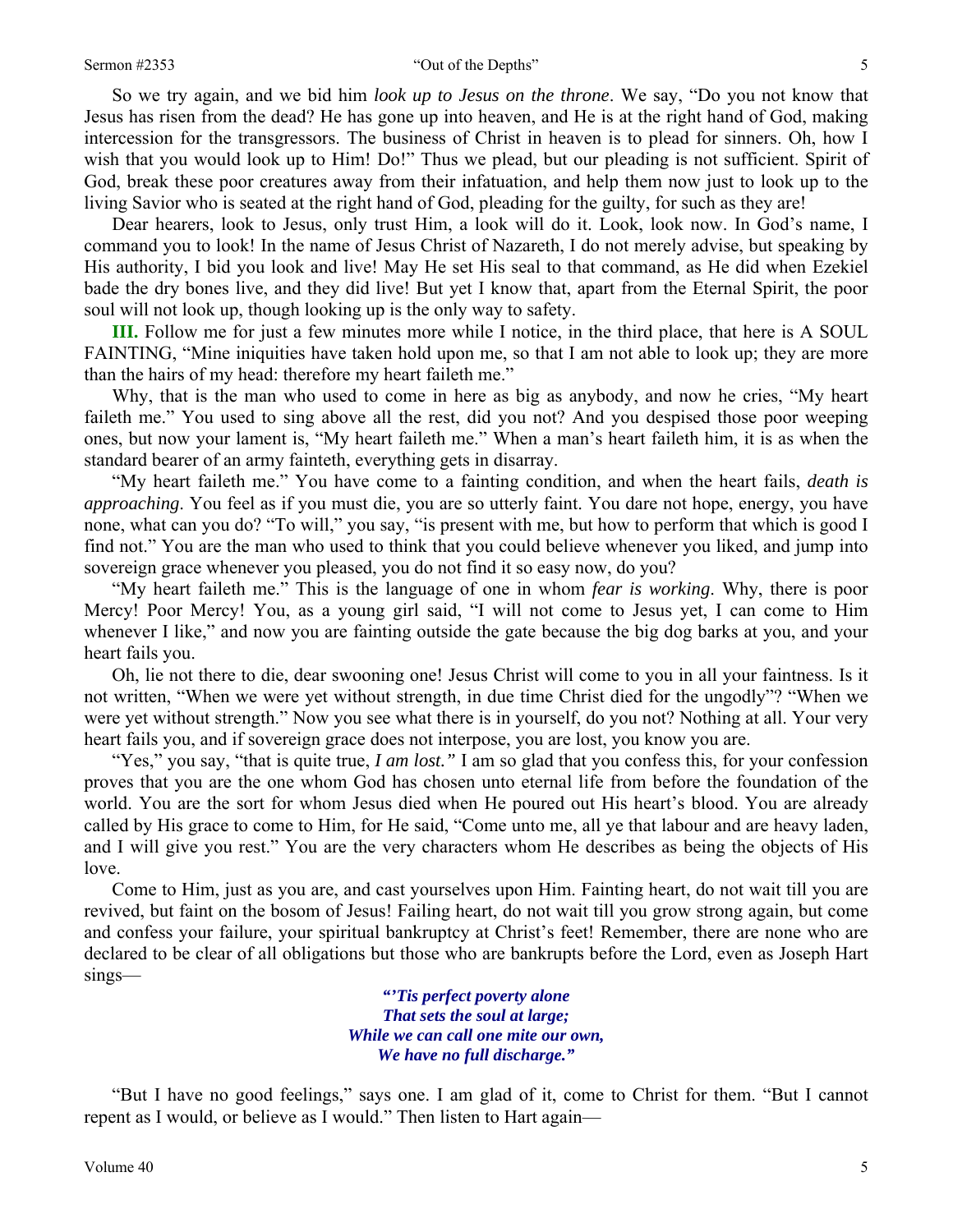So we try again, and we bid him *look up to Jesus on the throne*. We say, "Do you not know that Jesus has risen from the dead? He has gone up into heaven, and He is at the right hand of God, making intercession for the transgressors. The business of Christ in heaven is to plead for sinners. Oh, how I wish that you would look up to Him! Do!" Thus we plead, but our pleading is not sufficient. Spirit of God, break these poor creatures away from their infatuation, and help them now just to look up to the living Savior who is seated at the right hand of God, pleading for the guilty, for such as they are!

Dear hearers, look to Jesus, only trust Him, a look will do it. Look, look now. In God's name, I command you to look! In the name of Jesus Christ of Nazareth, I do not merely advise, but speaking by His authority, I bid you look and live! May He set His seal to that command, as He did when Ezekiel bade the dry bones live, and they did live! But yet I know that, apart from the Eternal Spirit, the poor soul will not look up, though looking up is the only way to safety.

**III.** Follow me for just a few minutes more while I notice, in the third place, that here is A SOUL FAINTING, "Mine iniquities have taken hold upon me, so that I am not able to look up; they are more than the hairs of my head: therefore my heart faileth me."

Why, that is the man who used to come in here as big as anybody, and now he cries, "My heart faileth me." You used to sing above all the rest, did you not? And you despised those poor weeping ones, but now your lament is, "My heart faileth me." When a man's heart faileth him, it is as when the standard bearer of an army fainteth, everything gets in disarray.

"My heart faileth me." You have come to a fainting condition, and when the heart fails, *death is approaching*. You feel as if you must die, you are so utterly faint. You dare not hope, energy, you have none, what can you do? "To will," you say, "is present with me, but how to perform that which is good I find not." You are the man who used to think that you could believe whenever you liked, and jump into sovereign grace whenever you pleased, you do not find it so easy now, do you?

"My heart faileth me." This is the language of one in whom *fear is working*. Why, there is poor Mercy! Poor Mercy! You, as a young girl said, "I will not come to Jesus yet, I can come to Him whenever I like," and now you are fainting outside the gate because the big dog barks at you, and your heart fails you.

Oh, lie not there to die, dear swooning one! Jesus Christ will come to you in all your faintness. Is it not written, "When we were yet without strength, in due time Christ died for the ungodly"? "When we were yet without strength." Now you see what there is in yourself, do you not? Nothing at all. Your very heart fails you, and if sovereign grace does not interpose, you are lost, you know you are.

"Yes," you say, "that is quite true, *I am lost.*" I am so glad that you confess this, for your confession proves that you are the one whom God has chosen unto eternal life from before the foundation of the world. You are the sort for whom Jesus died when He poured out His heart's blood. You are already called by His grace to come to Him, for He said, "Come unto me, all ye that labour and are heavy laden, and I will give you rest." You are the very characters whom He describes as being the objects of His love.

Come to Him, just as you are, and cast yourselves upon Him. Fainting heart, do not wait till you are revived, but faint on the bosom of Jesus! Failing heart, do not wait till you grow strong again, but come and confess your failure, your spiritual bankruptcy at Christ's feet! Remember, there are none who are declared to be clear of all obligations but those who are bankrupts before the Lord, even as Joseph Hart sings—

> ***"'Tis perfect poverty alone***
> ***That sets the soul at large;***
> ***While we can call one mite our own,***
> ***We have no full discharge."***

"But I have no good feelings," says one. I am glad of it, come to Christ for them. "But I cannot repent as I would, or believe as I would." Then listen to Hart again—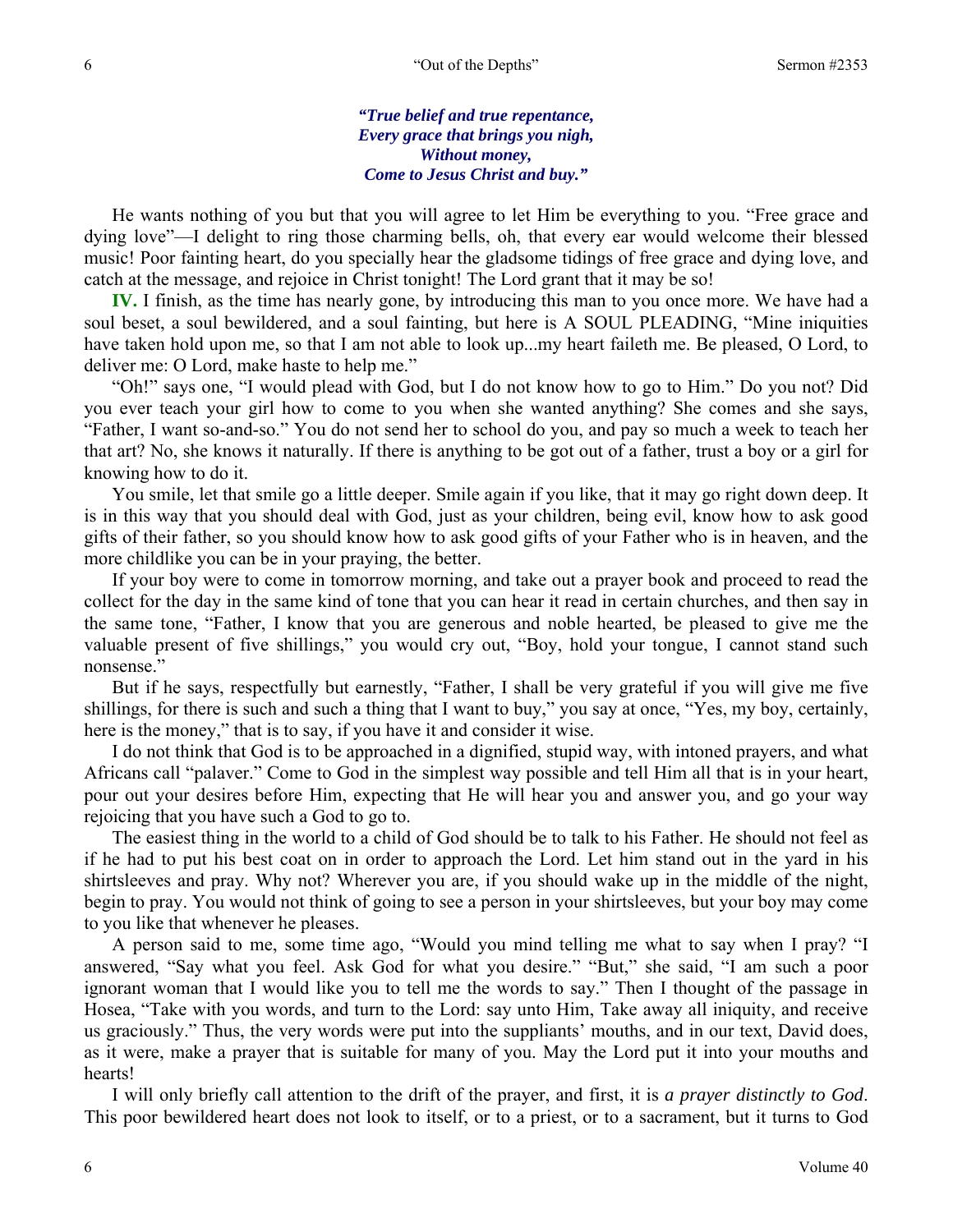***"True belief and true repentance,***
***Every grace that brings you nigh,***
***Without money,***
***Come to Jesus Christ and buy."***

He wants nothing of you but that you will agree to let Him be everything to you. "Free grace and dying love"—I delight to ring those charming bells, oh, that every ear would welcome their blessed music! Poor fainting heart, do you specially hear the gladsome tidings of free grace and dying love, and catch at the message, and rejoice in Christ tonight! The Lord grant that it may be so!

**IV.** I finish, as the time has nearly gone, by introducing this man to you once more. We have had a soul beset, a soul bewildered, and a soul fainting, but here is A SOUL PLEADING, "Mine iniquities have taken hold upon me, so that I am not able to look up...my heart faileth me. Be pleased, O Lord, to deliver me: O Lord, make haste to help me."

"Oh!" says one, "I would plead with God, but I do not know how to go to Him." Do you not? Did you ever teach your girl how to come to you when she wanted anything? She comes and she says, "Father, I want so-and-so." You do not send her to school do you, and pay so much a week to teach her that art? No, she knows it naturally. If there is anything to be got out of a father, trust a boy or a girl for knowing how to do it.

You smile, let that smile go a little deeper. Smile again if you like, that it may go right down deep. It is in this way that you should deal with God, just as your children, being evil, know how to ask good gifts of their father, so you should know how to ask good gifts of your Father who is in heaven, and the more childlike you can be in your praying, the better.

If your boy were to come in tomorrow morning, and take out a prayer book and proceed to read the collect for the day in the same kind of tone that you can hear it read in certain churches, and then say in the same tone, "Father, I know that you are generous and noble hearted, be pleased to give me the valuable present of five shillings," you would cry out, "Boy, hold your tongue, I cannot stand such nonsense."

But if he says, respectfully but earnestly, "Father, I shall be very grateful if you will give me five shillings, for there is such and such a thing that I want to buy," you say at once, "Yes, my boy, certainly, here is the money," that is to say, if you have it and consider it wise.

I do not think that God is to be approached in a dignified, stupid way, with intoned prayers, and what Africans call "palaver." Come to God in the simplest way possible and tell Him all that is in your heart, pour out your desires before Him, expecting that He will hear you and answer you, and go your way rejoicing that you have such a God to go to.

The easiest thing in the world to a child of God should be to talk to his Father. He should not feel as if he had to put his best coat on in order to approach the Lord. Let him stand out in the yard in his shirtsleeves and pray. Why not? Wherever you are, if you should wake up in the middle of the night, begin to pray. You would not think of going to see a person in your shirtsleeves, but your boy may come to you like that whenever he pleases.

A person said to me, some time ago, "Would you mind telling me what to say when I pray? "I answered, "Say what you feel. Ask God for what you desire." "But," she said, "I am such a poor ignorant woman that I would like you to tell me the words to say." Then I thought of the passage in Hosea, "Take with you words, and turn to the Lord: say unto Him, Take away all iniquity, and receive us graciously." Thus, the very words were put into the suppliants' mouths, and in our text, David does, as it were, make a prayer that is suitable for many of you. May the Lord put it into your mouths and hearts!

I will only briefly call attention to the drift of the prayer, and first, it is *a prayer distinctly to God*. This poor bewildered heart does not look to itself, or to a priest, or to a sacrament, but it turns to God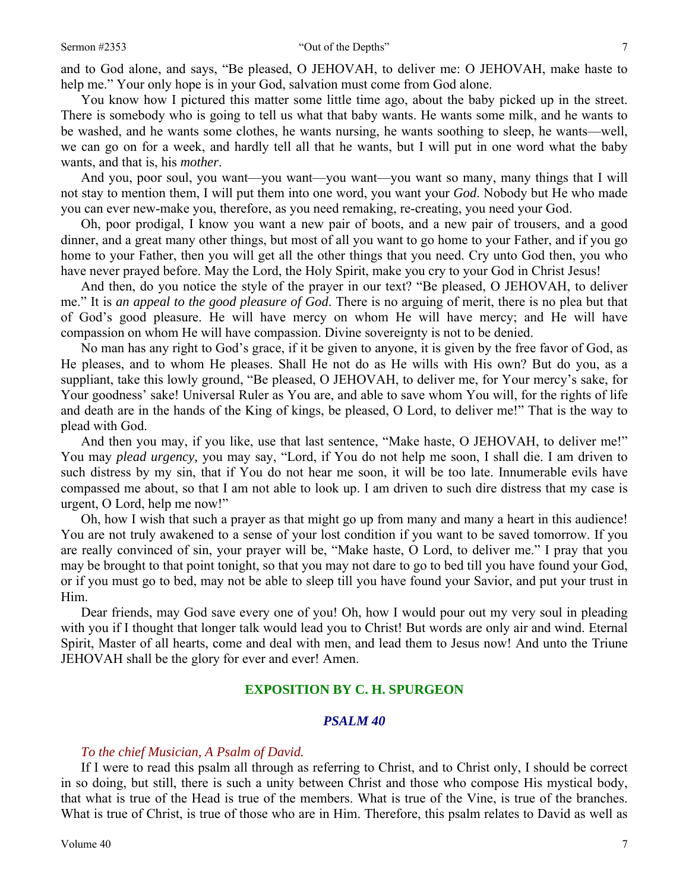and to God alone, and says, "Be pleased, O JEHOVAH, to deliver me: O JEHOVAH, make haste to help me." Your only hope is in your God, salvation must come from God alone.

You know how I pictured this matter some little time ago, about the baby picked up in the street. There is somebody who is going to tell us what that baby wants. He wants some milk, and he wants to be washed, and he wants some clothes, he wants nursing, he wants soothing to sleep, he wants—well, we can go on for a week, and hardly tell all that he wants, but I will put in one word what the baby wants, and that is, his *mother*.

And you, poor soul, you want—you want—you want—you want so many, many things that I will not stay to mention them, I will put them into one word, you want your *God*. Nobody but He who made you can ever new-make you, therefore, as you need remaking, re-creating, you need your God.

Oh, poor prodigal, I know you want a new pair of boots, and a new pair of trousers, and a good dinner, and a great many other things, but most of all you want to go home to your Father, and if you go home to your Father, then you will get all the other things that you need. Cry unto God then, you who have never prayed before. May the Lord, the Holy Spirit, make you cry to your God in Christ Jesus!

And then, do you notice the style of the prayer in our text? "Be pleased, O JEHOVAH, to deliver me." It is *an appeal to the good pleasure of God*. There is no arguing of merit, there is no plea but that of God's good pleasure. He will have mercy on whom He will have mercy; and He will have compassion on whom He will have compassion. Divine sovereignty is not to be denied.

No man has any right to God's grace, if it be given to anyone, it is given by the free favor of God, as He pleases, and to whom He pleases. Shall He not do as He wills with His own? But do you, as a suppliant, take this lowly ground, "Be pleased, O JEHOVAH, to deliver me, for Your mercy's sake, for Your goodness' sake! Universal Ruler as You are, and able to save whom You will, for the rights of life and death are in the hands of the King of kings, be pleased, O Lord, to deliver me!" That is the way to plead with God.

And then you may, if you like, use that last sentence, "Make haste, O JEHOVAH, to deliver me!" You may *plead urgency,* you may say, "Lord, if You do not help me soon, I shall die. I am driven to such distress by my sin, that if You do not hear me soon, it will be too late. Innumerable evils have compassed me about, so that I am not able to look up. I am driven to such dire distress that my case is urgent, O Lord, help me now!"

Oh, how I wish that such a prayer as that might go up from many and many a heart in this audience! You are not truly awakened to a sense of your lost condition if you want to be saved tomorrow. If you are really convinced of sin, your prayer will be, "Make haste, O Lord, to deliver me." I pray that you may be brought to that point tonight, so that you may not dare to go to bed till you have found your God, or if you must go to bed, may not be able to sleep till you have found your Savior, and put your trust in Him.

Dear friends, may God save every one of you! Oh, how I would pour out my very soul in pleading with you if I thought that longer talk would lead you to Christ! But words are only air and wind. Eternal Spirit, Master of all hearts, come and deal with men, and lead them to Jesus now! And unto the Triune JEHOVAH shall be the glory for ever and ever! Amen.

## EXPOSITION BY C. H. SPURGEON

### *PSALM 40*

*To the chief Musician, A Psalm of David.*

If I were to read this psalm all through as referring to Christ, and to Christ only, I should be correct in so doing, but still, there is such a unity between Christ and those who compose His mystical body, that what is true of the Head is true of the members. What is true of the Vine, is true of the branches. What is true of Christ, is true of those who are in Him. Therefore, this psalm relates to David as well as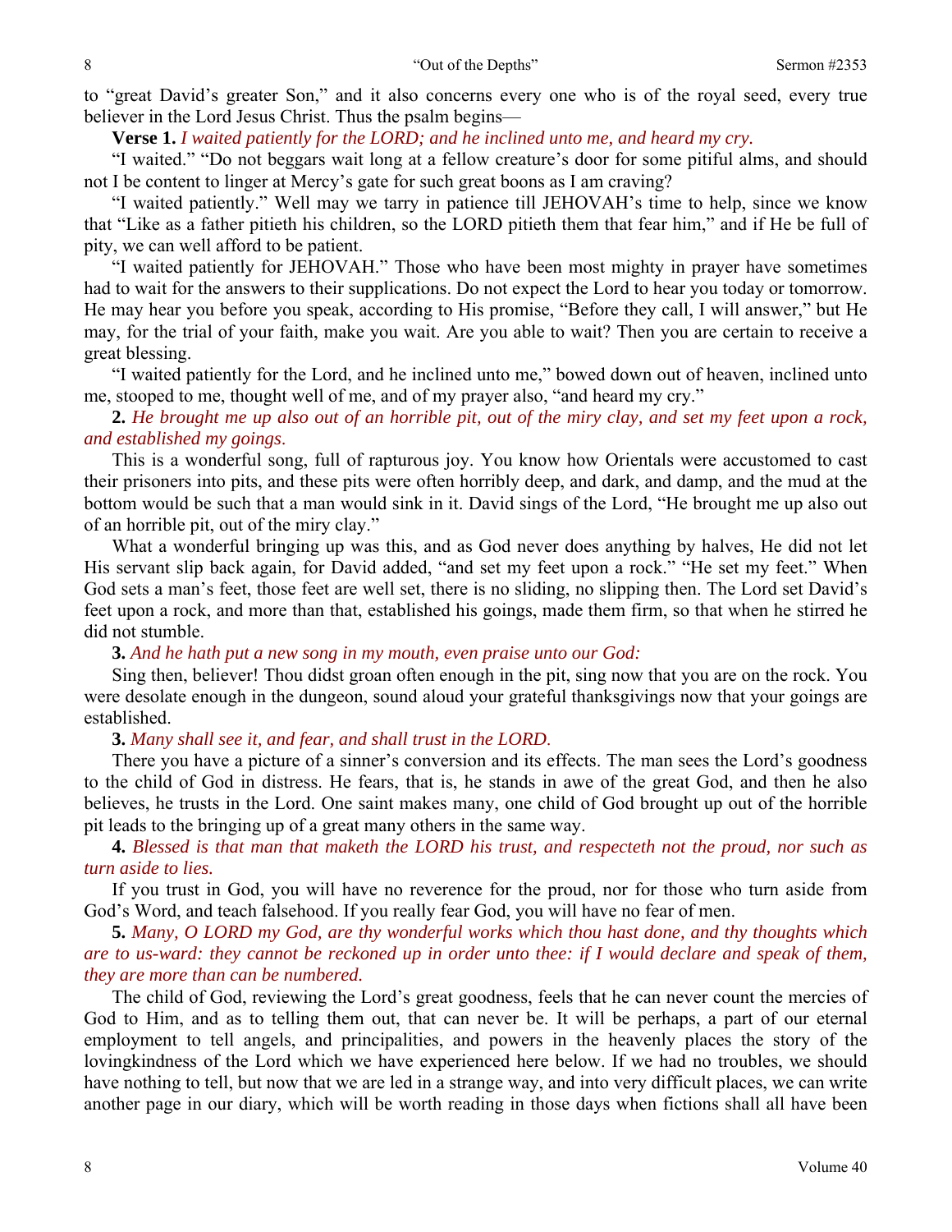to "great David's greater Son," and it also concerns every one who is of the royal seed, every true believer in the Lord Jesus Christ. Thus the psalm begins—

**Verse 1.** *I waited patiently for the LORD; and he inclined unto me, and heard my cry.*

"I waited." "Do not beggars wait long at a fellow creature's door for some pitiful alms, and should not I be content to linger at Mercy's gate for such great boons as I am craving?

"I waited patiently." Well may we tarry in patience till JEHOVAH's time to help, since we know that "Like as a father pitieth his children, so the LORD pitieth them that fear him," and if He be full of pity, we can well afford to be patient.

"I waited patiently for JEHOVAH." Those who have been most mighty in prayer have sometimes had to wait for the answers to their supplications. Do not expect the Lord to hear you today or tomorrow. He may hear you before you speak, according to His promise, "Before they call, I will answer," but He may, for the trial of your faith, make you wait. Are you able to wait? Then you are certain to receive a great blessing.

"I waited patiently for the Lord, and he inclined unto me," bowed down out of heaven, inclined unto me, stooped to me, thought well of me, and of my prayer also, "and heard my cry."

**2.** *He brought me up also out of an horrible pit, out of the miry clay, and set my feet upon a rock, and established my goings.*

This is a wonderful song, full of rapturous joy. You know how Orientals were accustomed to cast their prisoners into pits, and these pits were often horribly deep, and dark, and damp, and the mud at the bottom would be such that a man would sink in it. David sings of the Lord, "He brought me up also out of an horrible pit, out of the miry clay."

What a wonderful bringing up was this, and as God never does anything by halves, He did not let His servant slip back again, for David added, "and set my feet upon a rock." "He set my feet." When God sets a man's feet, those feet are well set, there is no sliding, no slipping then. The Lord set David's feet upon a rock, and more than that, established his goings, made them firm, so that when he stirred he did not stumble.

**3.** *And he hath put a new song in my mouth, even praise unto our God:*

Sing then, believer! Thou didst groan often enough in the pit, sing now that you are on the rock. You were desolate enough in the dungeon, sound aloud your grateful thanksgivings now that your goings are established.

**3.** *Many shall see it, and fear, and shall trust in the LORD.*

There you have a picture of a sinner's conversion and its effects. The man sees the Lord's goodness to the child of God in distress. He fears, that is, he stands in awe of the great God, and then he also believes, he trusts in the Lord. One saint makes many, one child of God brought up out of the horrible pit leads to the bringing up of a great many others in the same way.

**4.** *Blessed is that man that maketh the LORD his trust, and respecteth not the proud, nor such as turn aside to lies.*

If you trust in God, you will have no reverence for the proud, nor for those who turn aside from God's Word, and teach falsehood. If you really fear God, you will have no fear of men.

**5.** *Many, O LORD my God, are thy wonderful works which thou hast done, and thy thoughts which are to us-ward: they cannot be reckoned up in order unto thee: if I would declare and speak of them, they are more than can be numbered.*

The child of God, reviewing the Lord's great goodness, feels that he can never count the mercies of God to Him, and as to telling them out, that can never be. It will be perhaps, a part of our eternal employment to tell angels, and principalities, and powers in the heavenly places the story of the lovingkindness of the Lord which we have experienced here below. If we had no troubles, we should have nothing to tell, but now that we are led in a strange way, and into very difficult places, we can write another page in our diary, which will be worth reading in those days when fictions shall all have been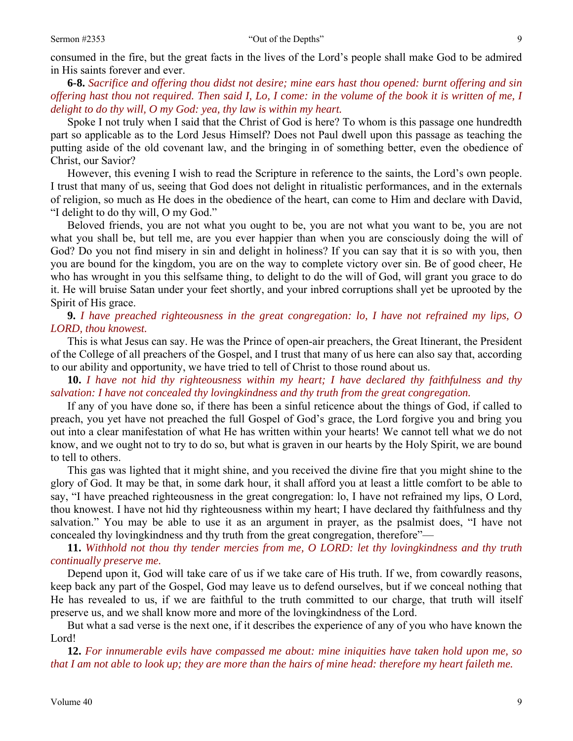consumed in the fire, but the great facts in the lives of the Lord's people shall make God to be admired in His saints forever and ever.

**6-8.** *Sacrifice and offering thou didst not desire; mine ears hast thou opened: burnt offering and sin offering hast thou not required. Then said I, Lo, I come: in the volume of the book it is written of me, I delight to do thy will, O my God: yea, thy law is within my heart.*

Spoke I not truly when I said that the Christ of God is here? To whom is this passage one hundredth part so applicable as to the Lord Jesus Himself? Does not Paul dwell upon this passage as teaching the putting aside of the old covenant law, and the bringing in of something better, even the obedience of Christ, our Savior?

However, this evening I wish to read the Scripture in reference to the saints, the Lord's own people. I trust that many of us, seeing that God does not delight in ritualistic performances, and in the externals of religion, so much as He does in the obedience of the heart, can come to Him and declare with David, "I delight to do thy will, O my God."

Beloved friends, you are not what you ought to be, you are not what you want to be, you are not what you shall be, but tell me, are you ever happier than when you are consciously doing the will of God? Do you not find misery in sin and delight in holiness? If you can say that it is so with you, then you are bound for the kingdom, you are on the way to complete victory over sin. Be of good cheer, He who has wrought in you this selfsame thing, to delight to do the will of God, will grant you grace to do it. He will bruise Satan under your feet shortly, and your inbred corruptions shall yet be uprooted by the Spirit of His grace.

**9.** *I have preached righteousness in the great congregation: lo, I have not refrained my lips, O LORD, thou knowest.*

This is what Jesus can say. He was the Prince of open-air preachers, the Great Itinerant, the President of the College of all preachers of the Gospel, and I trust that many of us here can also say that, according to our ability and opportunity, we have tried to tell of Christ to those round about us.

**10.** *I have not hid thy righteousness within my heart; I have declared thy faithfulness and thy salvation: I have not concealed thy lovingkindness and thy truth from the great congregation.*

If any of you have done so, if there has been a sinful reticence about the things of God, if called to preach, you yet have not preached the full Gospel of God's grace, the Lord forgive you and bring you out into a clear manifestation of what He has written within your hearts! We cannot tell what we do not know, and we ought not to try to do so, but what is graven in our hearts by the Holy Spirit, we are bound to tell to others.

This gas was lighted that it might shine, and you received the divine fire that you might shine to the glory of God. It may be that, in some dark hour, it shall afford you at least a little comfort to be able to say, "I have preached righteousness in the great congregation: lo, I have not refrained my lips, O Lord, thou knowest. I have not hid thy righteousness within my heart; I have declared thy faithfulness and thy salvation." You may be able to use it as an argument in prayer, as the psalmist does, "I have not concealed thy lovingkindness and thy truth from the great congregation, therefore"—

**11.** *Withhold not thou thy tender mercies from me, O LORD: let thy lovingkindness and thy truth continually preserve me.*

Depend upon it, God will take care of us if we take care of His truth. If we, from cowardly reasons, keep back any part of the Gospel, God may leave us to defend ourselves, but if we conceal nothing that He has revealed to us, if we are faithful to the truth committed to our charge, that truth will itself preserve us, and we shall know more and more of the lovingkindness of the Lord.

But what a sad verse is the next one, if it describes the experience of any of you who have known the Lord!

**12.** *For innumerable evils have compassed me about: mine iniquities have taken hold upon me, so that I am not able to look up; they are more than the hairs of mine head: therefore my heart faileth me.*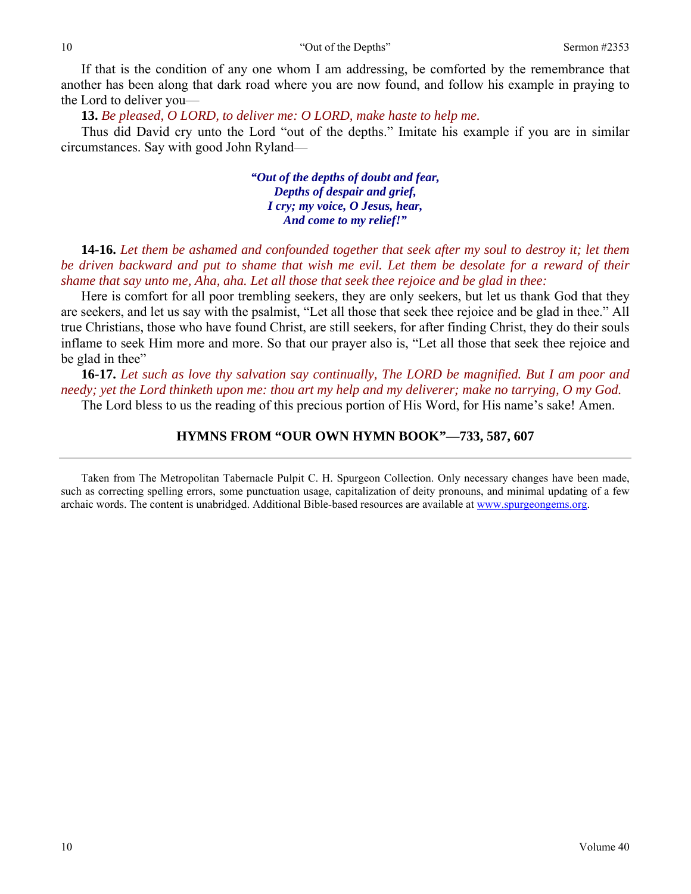If that is the condition of any one whom I am addressing, be comforted by the remembrance that another has been along that dark road where you are now found, and follow his example in praying to the Lord to deliver you—

**13.** *Be pleased, O LORD, to deliver me: O LORD, make haste to help me.*

Thus did David cry unto the Lord "out of the depths." Imitate his example if you are in similar circumstances. Say with good John Ryland—

> ***"Out of the depths of doubt and fear,***
> ***Depths of despair and grief,***
> ***I cry; my voice, O Jesus, hear,***
> ***And come to my relief!"***

**14-16.** *Let them be ashamed and confounded together that seek after my soul to destroy it; let them be driven backward and put to shame that wish me evil. Let them be desolate for a reward of their shame that say unto me, Aha, aha. Let all those that seek thee rejoice and be glad in thee:*

Here is comfort for all poor trembling seekers, they are only seekers, but let us thank God that they are seekers, and let us say with the psalmist, "Let all those that seek thee rejoice and be glad in thee." All true Christians, those who have found Christ, are still seekers, for after finding Christ, they do their souls inflame to seek Him more and more. So that our prayer also is, "Let all those that seek thee rejoice and be glad in thee"

**16-17.** *Let such as love thy salvation say continually, The LORD be magnified. But I am poor and needy; yet the Lord thinketh upon me: thou art my help and my deliverer; make no tarrying, O my God.*

The Lord bless to us the reading of this precious portion of His Word, for His name's sake! Amen.

## HYMNS FROM "OUR OWN HYMN BOOK"—733, 587, 607

---

Taken from The Metropolitan Tabernacle Pulpit C. H. Spurgeon Collection. Only necessary changes have been made, such as correcting spelling errors, some punctuation usage, capitalization of deity pronouns, and minimal updating of a few archaic words. The content is unabridged. Additional Bible-based resources are available at www.spurgeongems.org.